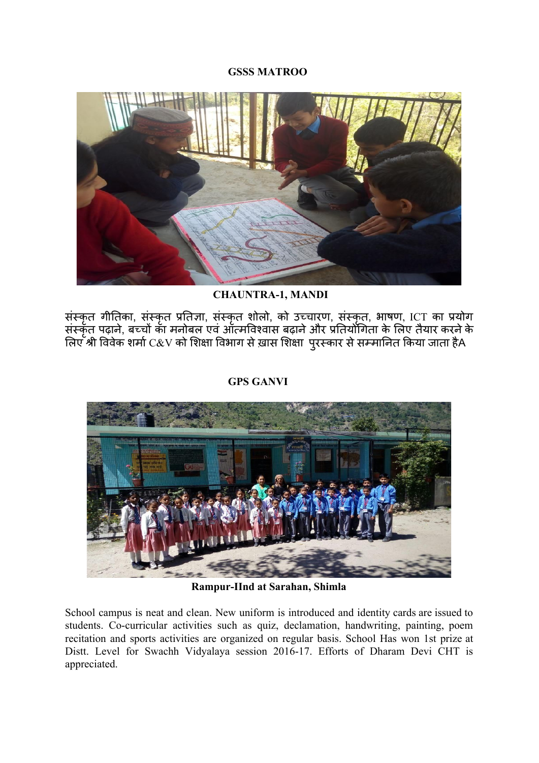**GSSS MATROO**

**CHAUNTRA-1, MANDI**

संस्कृत गीतिका, संस्कृत प्रतिज्ञा, संस्कृत शोलो, को उच्चारण, संस्कृत, भाषण, ICT का प्रयोग संस्कृत पढ़ाने, बच्चों का मनोबल एवं आत्मविश्वास बढ़ाने और प्रतियोगिता के लिए तैयार करने के लिए श्री विवेक शर्मा C&V को शिक्षा विभाग से ख़ास शिक्षा पुरस्कार से सम्मानित किया जाता हैA

**GPS GANVI**

**Rampur-IInd at Sarahan, Shimla**

School campus is neat and clean. New uniform is introduced and identity cards are issued to students. Co-curricular activities such as quiz, declamation, handwriting, painting, poem recitation and sports activities are organized on regular basis. School Has won 1st prize at Distt. Level for Swachh Vidyalaya session 2016-17. Efforts of Dharam Devi CHT is appreciated.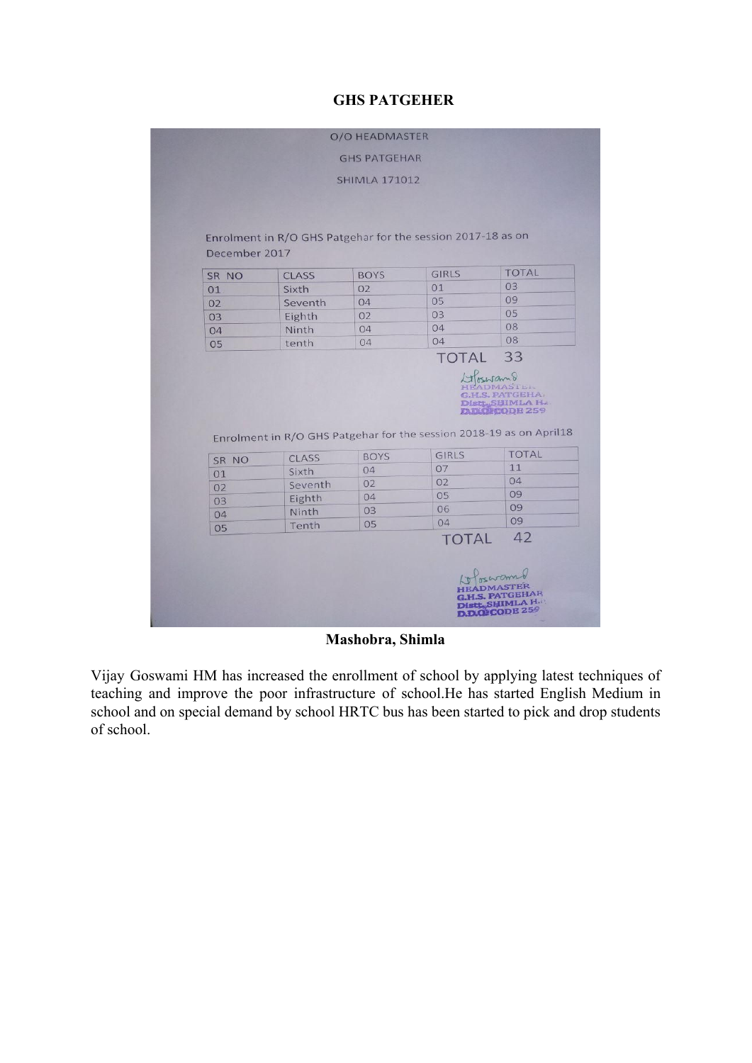**GHS PATGEHER**

O/O HEADMASTER

GHS PATGEHAR

SHIMLA 171012

Enrolment in R/O GHS Patgehar for the session 2017-18 as on December 2017

| SR NO | CLASS | BOYS | GIRLS | TOTAL |
|---|---|---|---|---|
| 01 | Sixth | 02 | 01 | 03 |
| 02 | Seventh | 04 | 05 | 09 |
| 03 | Eighth | 02 | 03 | 05 |
| 04 | Ninth | 04 | 04 | 08 |
| 05 | tenth | 04 | 04 | 08 |

TOTAL 33

HEADMASTER
G.H.S. PATGEHAR
Distt. SHIMLA H.P.
D.D.O. CODE 259

Enrolment in R/O GHS Patgehar for the session 2018-19 as on April18

| SR NO | CLASS | BOYS | GIRLS | TOTAL |
|---|---|---|---|---|
| 01 | Sixth | 04 | 07 | 11 |
| 02 | Seventh | 02 | 02 | 04 |
| 03 | Eighth | 04 | 05 | 09 |
| 04 | Ninth | 03 | 06 | 09 |
| 05 | Tenth | 05 | 04 | 09 |

TOTAL 42

HEADMASTER
G.H.S. PATGEHAR
Distt. SHIMLA H.P.
D.D.O. CODE 259

**Mashobra, Shimla**

Vijay Goswami HM has increased the enrollment of school by applying latest techniques of teaching and improve the poor infrastructure of school.He has started English Medium in school and on special demand by school HRTC bus has been started to pick and drop students of school.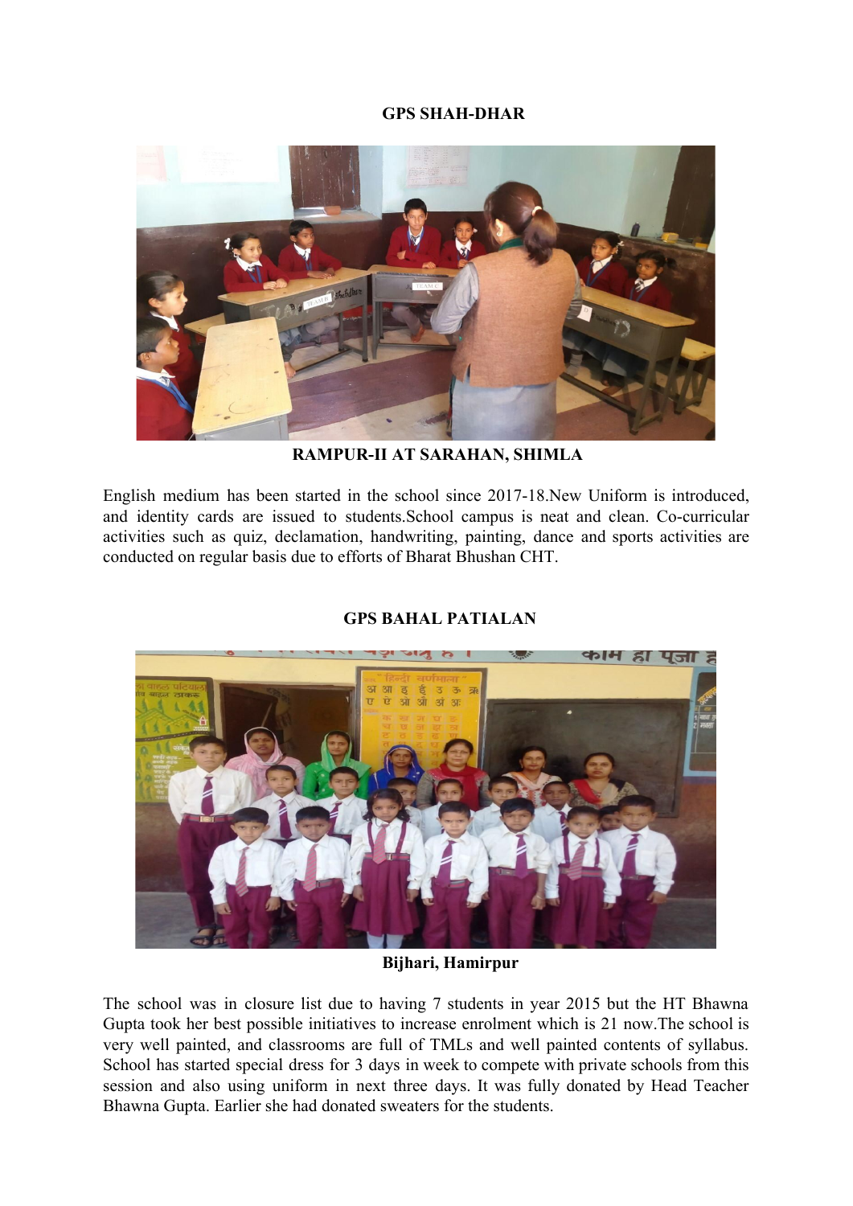**GPS SHAH-DHAR**

**RAMPUR-II AT SARAHAN, SHIMLA**

English medium has been started in the school since 2017-18.New Uniform is introduced, and identity cards are issued to students.School campus is neat and clean. Co-curricular activities such as quiz, declamation, handwriting, painting, dance and sports activities are conducted on regular basis due to efforts of Bharat Bhushan CHT.

**GPS BAHAL PATIALAN**

**Bijhari, Hamirpur**

The school was in closure list due to having 7 students in year 2015 but the HT Bhawna Gupta took her best possible initiatives to increase enrolment which is 21 now.The school is very well painted, and classrooms are full of TMLs and well painted contents of syllabus. School has started special dress for 3 days in week to compete with private schools from this session and also using uniform in next three days. It was fully donated by Head Teacher Bhawna Gupta. Earlier she had donated sweaters for the students.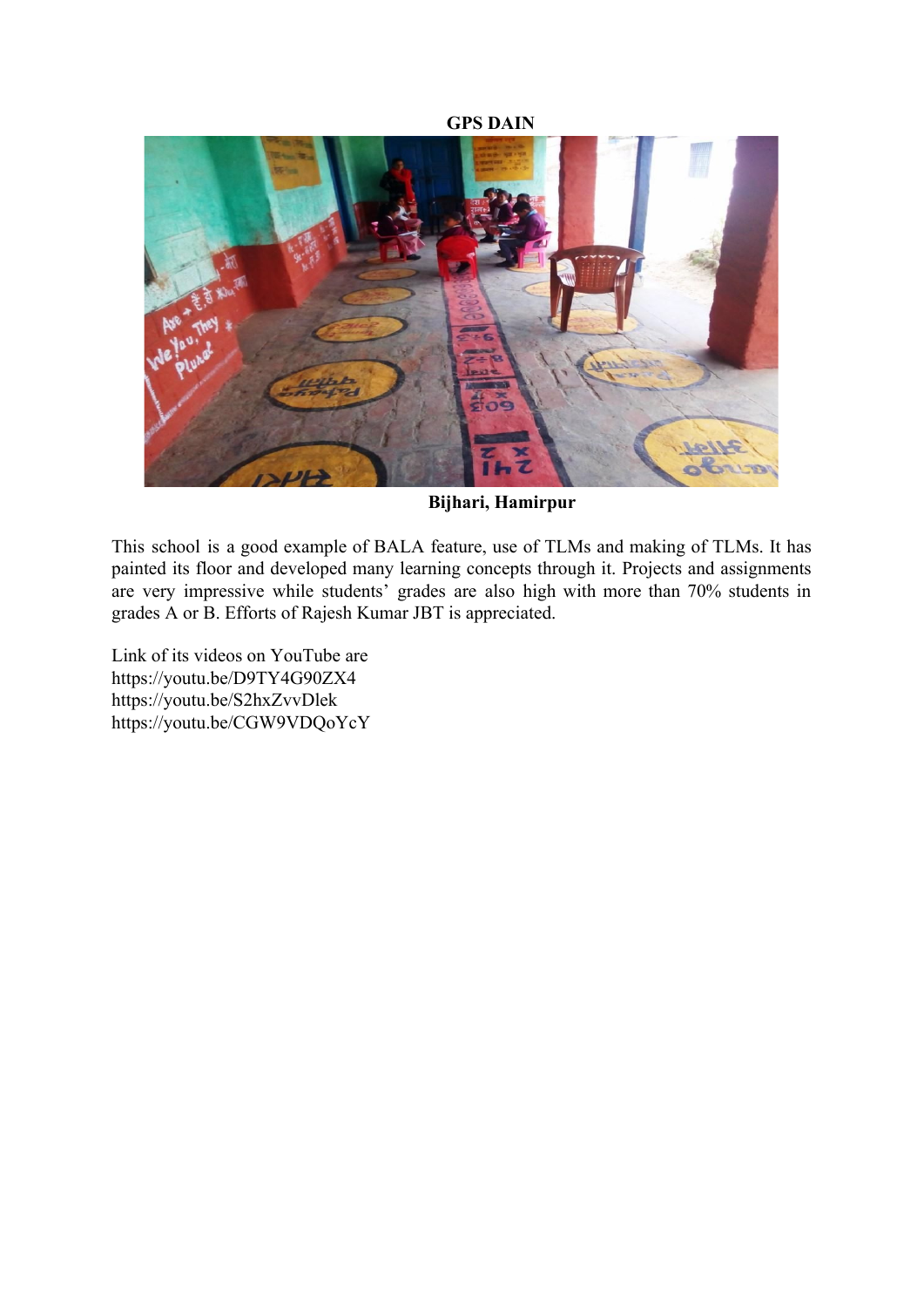**GPS DAIN**

**Bijhari, Hamirpur**

This school is a good example of BALA feature, use of TLMs and making of TLMs. It has painted its floor and developed many learning concepts through it. Projects and assignments are very impressive while students' grades are also high with more than 70% students in grades A or B. Efforts of Rajesh Kumar JBT is appreciated.

Link of its videos on YouTube are
https://youtu.be/D9TY4G90ZX4
https://youtu.be/S2hxZvvDlek
https://youtu.be/CGW9VDQoYcY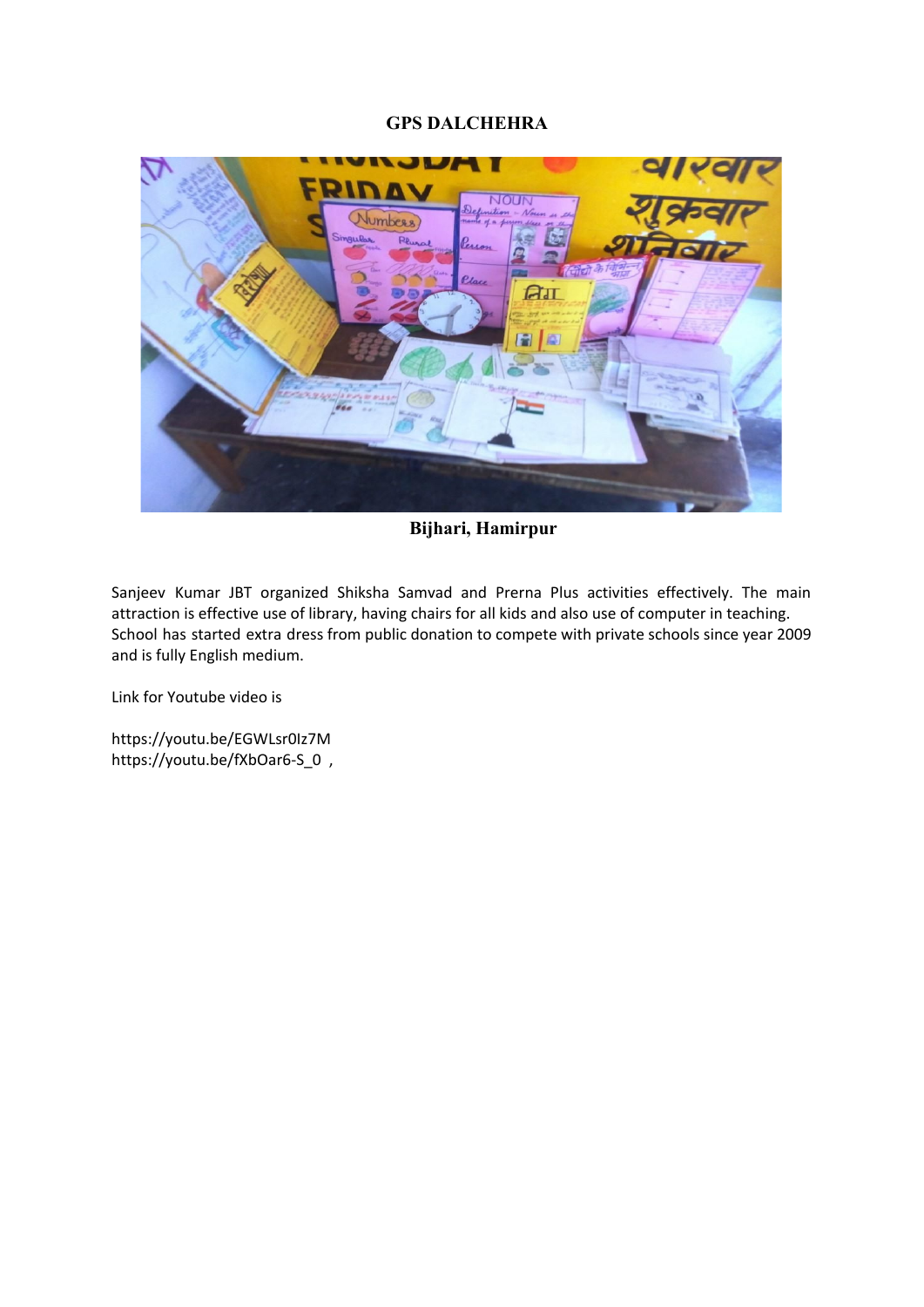**GPS DALCHEHRA**

**Bijhari, Hamirpur**

Sanjeev Kumar JBT organized Shiksha Samvad and Prerna Plus activities effectively. The main attraction is effective use of library, having chairs for all kids and also use of computer in teaching. School has started extra dress from public donation to compete with private schools since year 2009 and is fully English medium.

Link for Youtube video is

https://youtu.be/EGWLsr0Iz7M
https://youtu.be/fXbOar6-S_0 ,